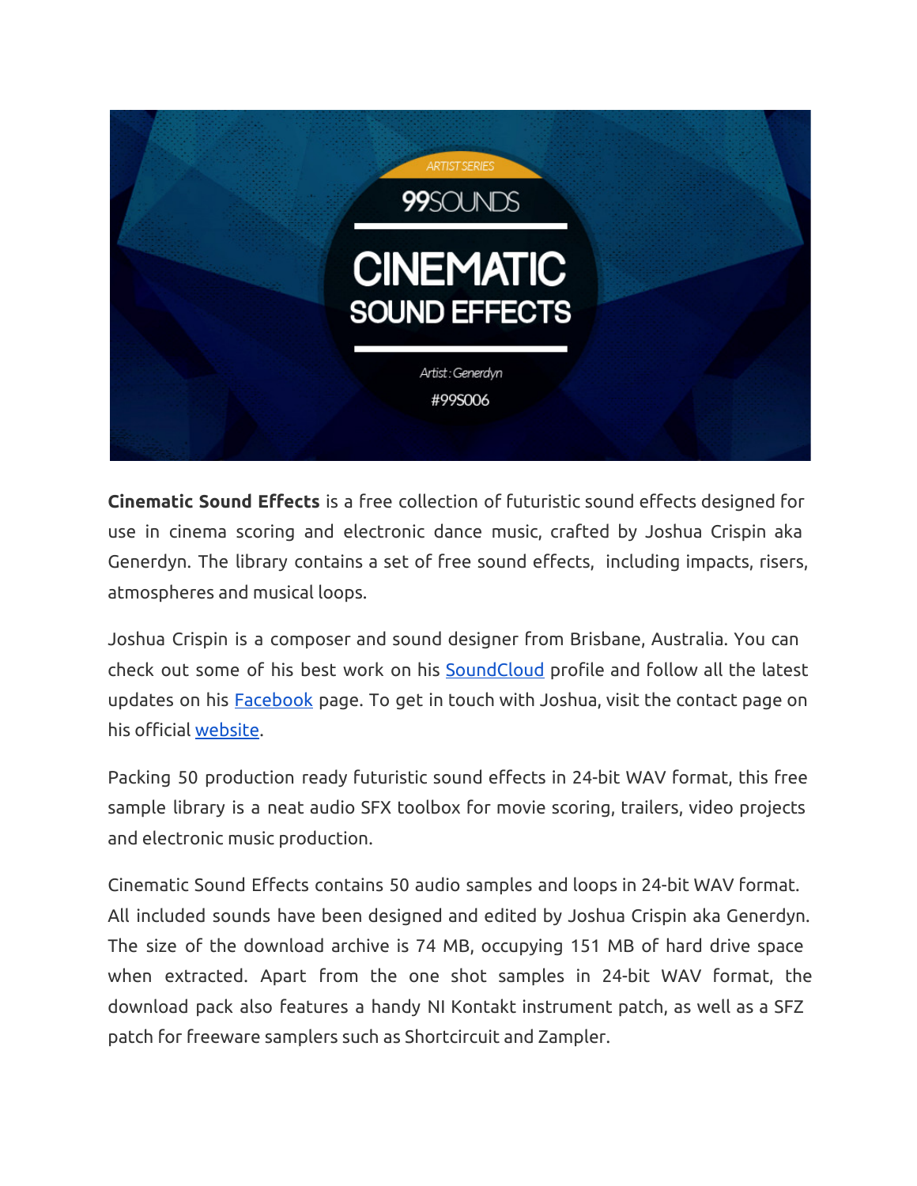**Cinematic Sound Effects** is a free collection of futuristic sound effects designed for use in cinema scoring and electronic dance music, crafted by Joshua Crispin aka Generdyn. The library contains a set of free sound effects, including impacts, risers, atmospheres and musical loops.

Joshua Crispin is a composer and sound designer from Brisbane, Australia. You can check out some of his best work on his [SoundCloud]() profile and follow all the latest updates on his [Facebook]() page. To get in touch with Joshua, visit the contact page on his official [website]().

Packing 50 production ready futuristic sound effects in 24-bit WAV format, this free sample library is a neat audio SFX toolbox for movie scoring, trailers, video projects and electronic music production.

Cinematic Sound Effects contains 50 audio samples and loops in 24-bit WAV format. All included sounds have been designed and edited by Joshua Crispin aka Generdyn. The size of the download archive is 74 MB, occupying 151 MB of hard drive space when extracted. Apart from the one shot samples in 24-bit WAV format, the download pack also features a handy NI Kontakt instrument patch, as well as a SFZ patch for freeware samplers such as Shortcircuit and Zampler.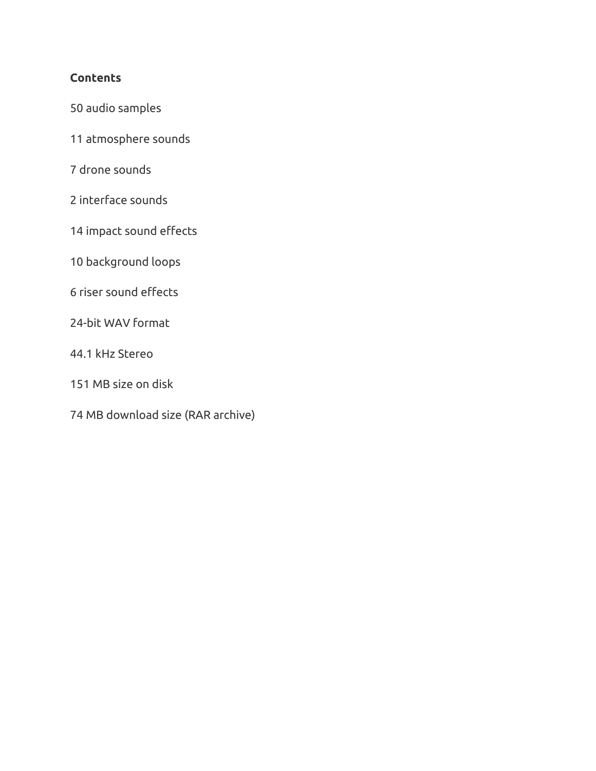**Contents**

50 audio samples

11 atmosphere sounds

7 drone sounds

2 interface sounds

14 impact sound effects

10 background loops

6 riser sound effects

24-bit WAV format

44.1 kHz Stereo

151 MB size on disk

74 MB download size (RAR archive)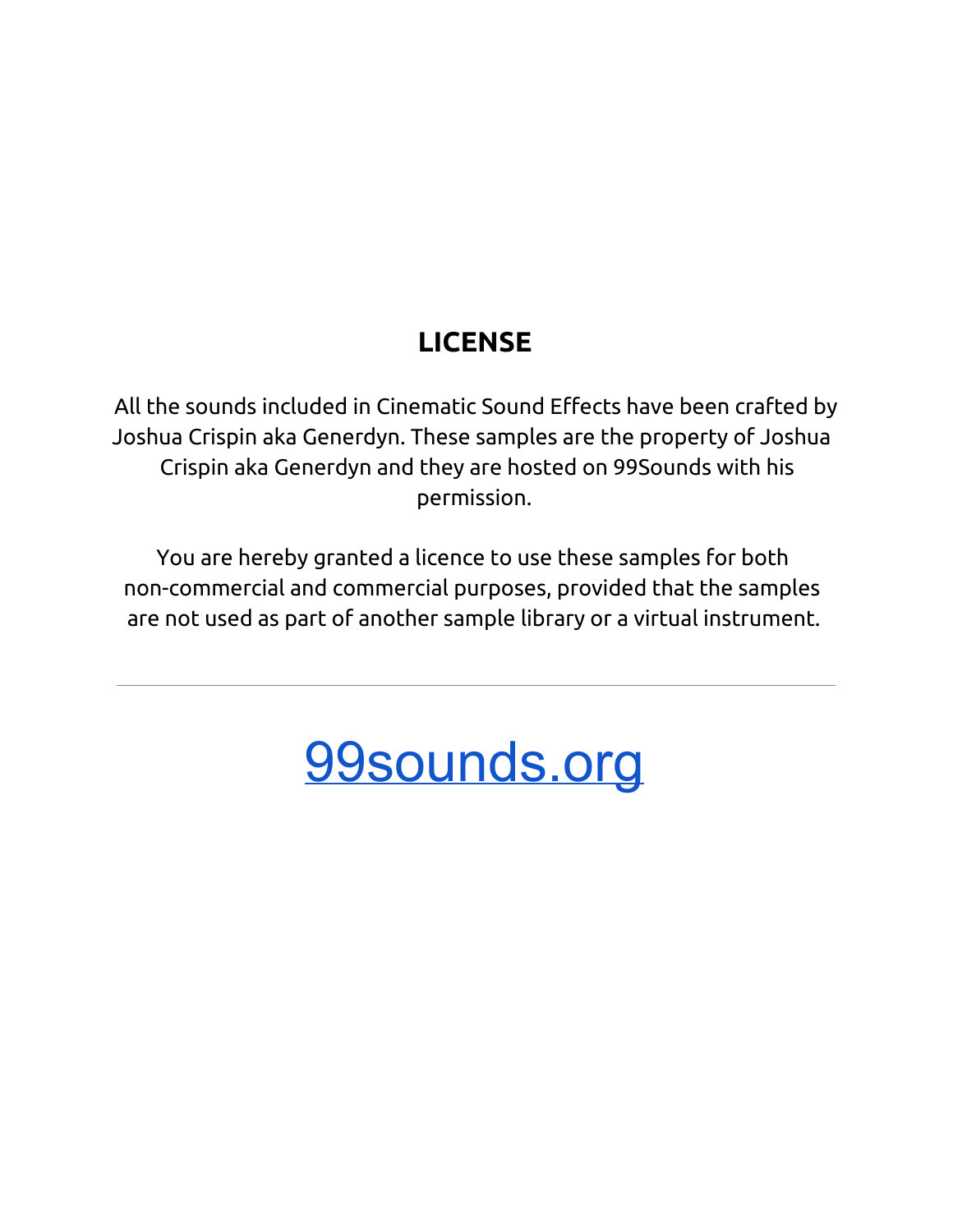# LICENSE

All the sounds included in Cinematic Sound Effects have been crafted by Joshua Crispin aka Generdyn. These samples are the property of Joshua Crispin aka Generdyn and they are hosted on 99Sounds with his permission.

You are hereby granted a licence to use these samples for both non-commercial and commercial purposes, provided that the samples are not used as part of another sample library or a virtual instrument.

---

[99sounds.org](https://99sounds.org)